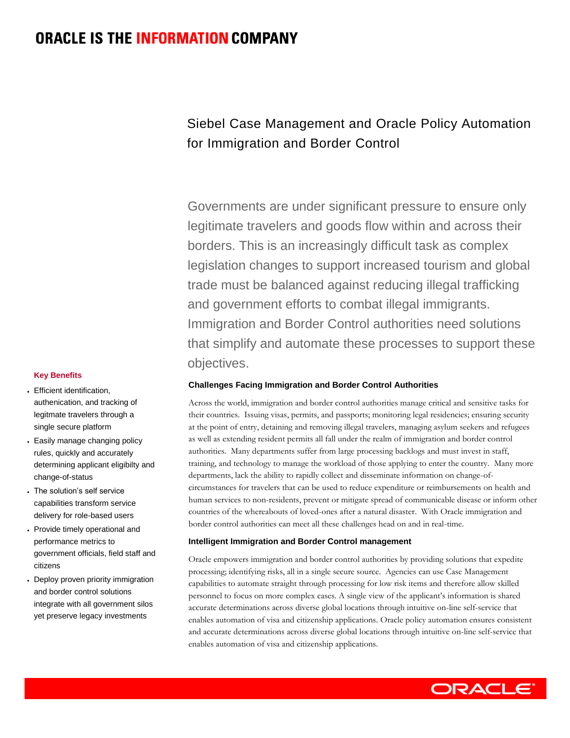# ORACLE IS THE INFORMATION COMPANY

## Siebel Case Management and Oracle Policy Automation for Immigration and Border Control

Governments are under significant pressure to ensure only legitimate travelers and goods flow within and across their borders. This is an increasingly difficult task as complex legislation changes to support increased tourism and global trade must be balanced against reducing illegal trafficking and government efforts to combat illegal immigrants. Immigration and Border Control authorities need solutions that simplify and automate these processes to support these objectives.

**Key Benefits**

- Efficient identification, authenication, and tracking of legitmate travelers through a single secure platform
- Easily manage changing policy rules, quickly and accurately determining applicant eligibilty and change-of-status
- The solution's self service capabilities transform service delivery for role-based users
- Provide timely operational and performance metrics to government officials, field staff and citizens
- Deploy proven priority immigration and border control solutions integrate with all government silos yet preserve legacy investments

### Challenges Facing Immigration and Border Control Authorities

Across the world, immigration and border control authorities manage critical and sensitive tasks for their countries. Issuing visas, permits, and passports; monitoring legal residencies; ensuring security at the point of entry, detaining and removing illegal travelers, managing asylum seekers and refugees as well as extending resident permits all fall under the realm of immigration and border control authorities. Many departments suffer from large processing backlogs and must invest in staff, training, and technology to manage the workload of those applying to enter the country. Many more departments, lack the ability to rapidly collect and disseminate information on change-of-circumstances for travelers that can be used to reduce expenditure or reimbursements on health and human services to non-residents, prevent or mitigate spread of communicable disease or inform other countries of the whereabouts of loved-ones after a natural disaster. With Oracle immigration and border control authorities can meet all these challenges head on and in real-time.

### Intelligent Immigration and Border Control management

Oracle empowers immigration and border control authorities by providing solutions that expedite processing; identifying risks, all in a single secure source. Agencies can use Case Management capabilities to automate straight through processing for low risk items and therefore allow skilled personnel to focus on more complex cases. A single view of the applicant's information is shared accurate determinations across diverse global locations through intuitive on-line self-service that enables automation of visa and citizenship applications. Oracle policy automation ensures consistent and accurate determinations across diverse global locations through intuitive on-line self-service that enables automation of visa and citizenship applications.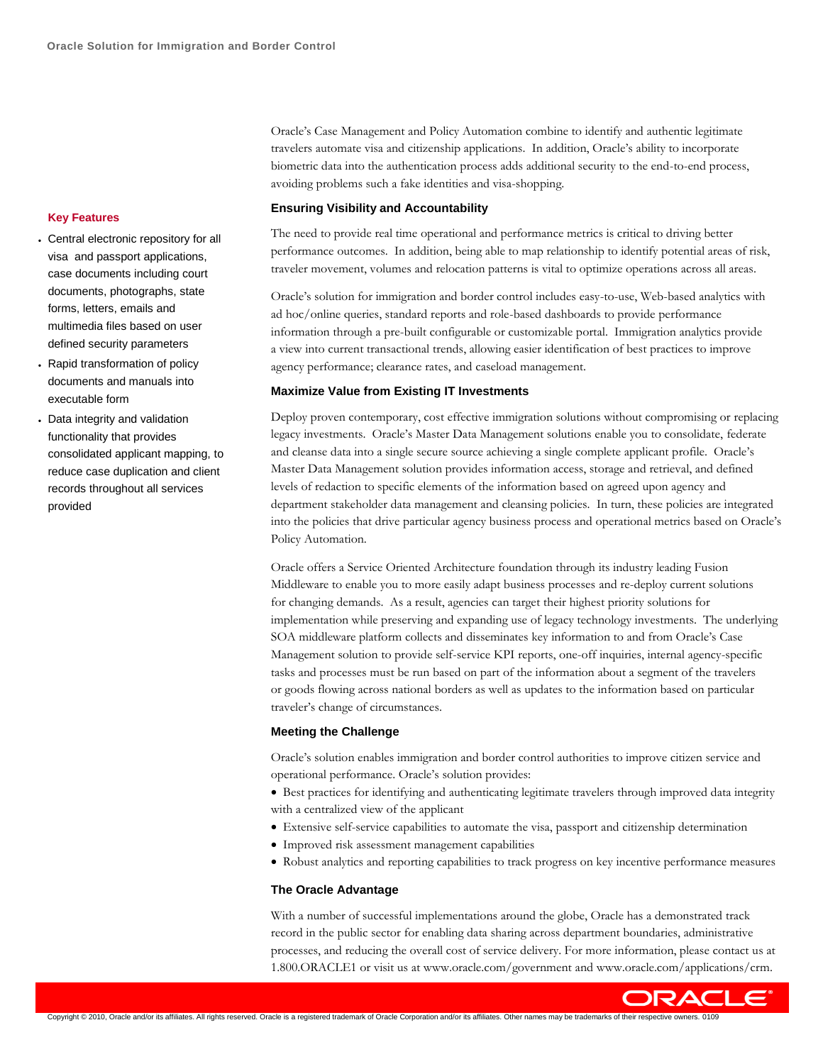Oracle's Case Management and Policy Automation combine to identify and authentic legitimate travelers automate visa and citizenship applications. In addition, Oracle's ability to incorporate biometric data into the authentication process adds additional security to the end-to-end process, avoiding problems such a fake identities and visa-shopping.

**Key Features**

- Central electronic repository for all visa and passport applications, case documents including court documents, photographs, state forms, letters, emails and multimedia files based on user defined security parameters
- Rapid transformation of policy documents and manuals into executable form
- Data integrity and validation functionality that provides consolidated applicant mapping, to reduce case duplication and client records throughout all services provided

### Ensuring Visibility and Accountability

The need to provide real time operational and performance metrics is critical to driving better performance outcomes. In addition, being able to map relationship to identify potential areas of risk, traveler movement, volumes and relocation patterns is vital to optimize operations across all areas.

Oracle's solution for immigration and border control includes easy-to-use, Web-based analytics with ad hoc/online queries, standard reports and role-based dashboards to provide performance information through a pre-built configurable or customizable portal. Immigration analytics provide a view into current transactional trends, allowing easier identification of best practices to improve agency performance; clearance rates, and caseload management.

### Maximize Value from Existing IT Investments

Deploy proven contemporary, cost effective immigration solutions without compromising or replacing legacy investments. Oracle's Master Data Management solutions enable you to consolidate, federate and cleanse data into a single secure source achieving a single complete applicant profile. Oracle's Master Data Management solution provides information access, storage and retrieval, and defined levels of redaction to specific elements of the information based on agreed upon agency and department stakeholder data management and cleansing policies. In turn, these policies are integrated into the policies that drive particular agency business process and operational metrics based on Oracle's Policy Automation.

Oracle offers a Service Oriented Architecture foundation through its industry leading Fusion Middleware to enable you to more easily adapt business processes and re-deploy current solutions for changing demands. As a result, agencies can target their highest priority solutions for implementation while preserving and expanding use of legacy technology investments. The underlying SOA middleware platform collects and disseminates key information to and from Oracle's Case Management solution to provide self-service KPI reports, one-off inquiries, internal agency-specific tasks and processes must be run based on part of the information about a segment of the travelers or goods flowing across national borders as well as updates to the information based on particular traveler's change of circumstances.

### Meeting the Challenge

Oracle's solution enables immigration and border control authorities to improve citizen service and operational performance. Oracle's solution provides:

- Best practices for identifying and authenticating legitimate travelers through improved data integrity with a centralized view of the applicant
- Extensive self-service capabilities to automate the visa, passport and citizenship determination
- Improved risk assessment management capabilities
- Robust analytics and reporting capabilities to track progress on key incentive performance measures

### The Oracle Advantage

With a number of successful implementations around the globe, Oracle has a demonstrated track record in the public sector for enabling data sharing across department boundaries, administrative processes, and reducing the overall cost of service delivery. For more information, please contact us at 1.800.ORACLE1 or visit us at www.oracle.com/government and www.oracle.com/applications/crm.

Copyright © 2010, Oracle and/or its affiliates. All rights reserved. Oracle is a registered trademark of Oracle Corporation and/or its affiliates. Other names may be trademarks of their respective owners. 0109